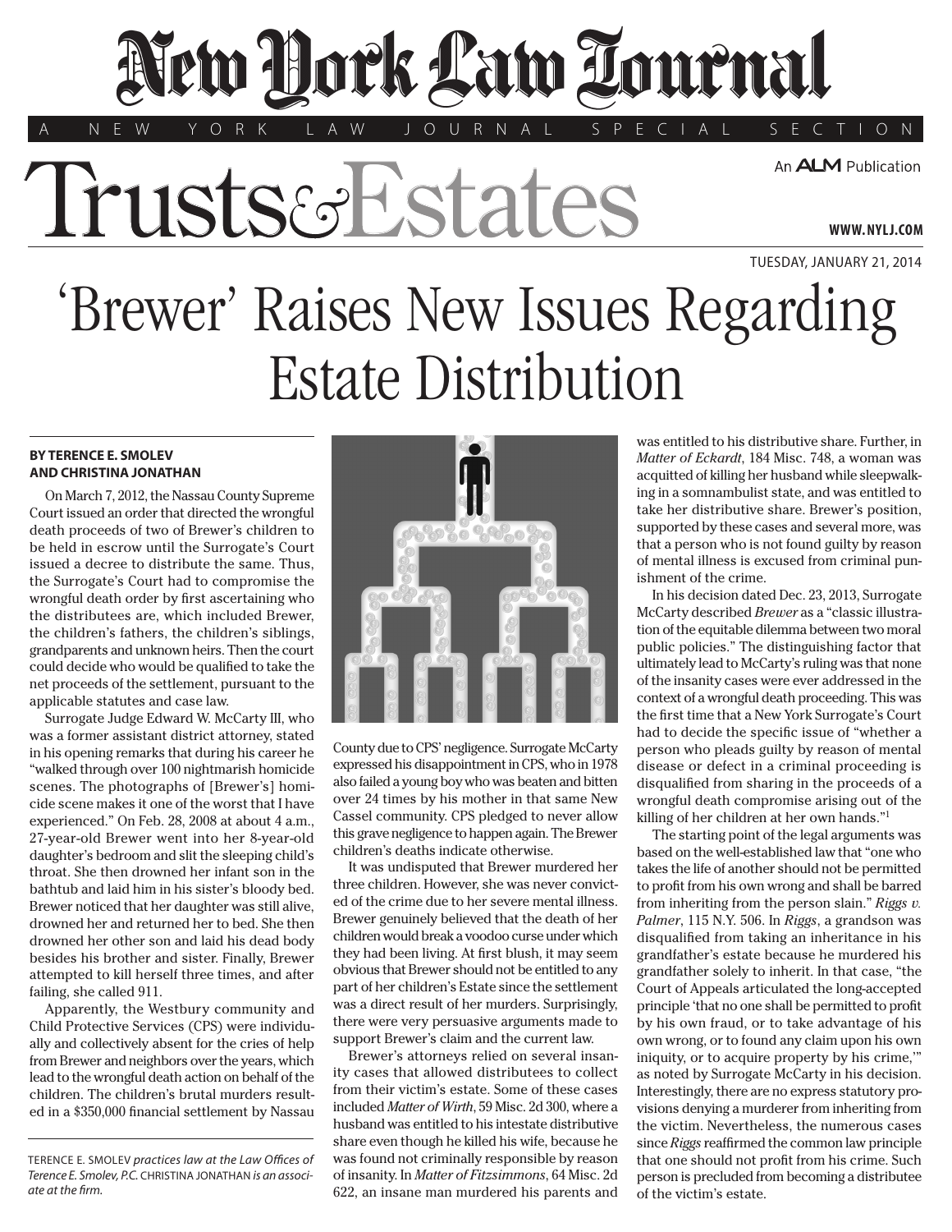# New York Law Journal

A NEW YORK LAW JOURNAL SPECIAL SECTION

# Trusts & Estates

An ALM Publication

WWW.NYLJ.COM

TUESDAY, JANUARY 21, 2014

# 'Brewer' Raises New Issues Regarding Estate Distribution

**BY TERENCE E. SMOLEV AND CHRISTINA JONATHAN**

On March 7, 2012, the Nassau County Supreme Court issued an order that directed the wrongful death proceeds of two of Brewer's children to be held in escrow until the Surrogate's Court issued a decree to distribute the same. Thus, the Surrogate's Court had to compromise the wrongful death order by first ascertaining who the distributees are, which included Brewer, the children's fathers, the children's siblings, grandparents and unknown heirs. Then the court could decide who would be qualified to take the net proceeds of the settlement, pursuant to the applicable statutes and case law.

Surrogate Judge Edward W. McCarty III, who was a former assistant district attorney, stated in his opening remarks that during his career he "walked through over 100 nightmarish homicide scenes. The photographs of [Brewer's] homicide scene makes it one of the worst that I have experienced." On Feb. 28, 2008 at about 4 a.m., 27-year-old Brewer went into her 8-year-old daughter's bedroom and slit the sleeping child's throat. She then drowned her infant son in the bathtub and laid him in his sister's bloody bed. Brewer noticed that her daughter was still alive, drowned her and returned her to bed. She then drowned her other son and laid his dead body besides his brother and sister. Finally, Brewer attempted to kill herself three times, and after failing, she called 911.

Apparently, the Westbury community and Child Protective Services (CPS) were individually and collectively absent for the cries of help from Brewer and neighbors over the years, which lead to the wrongful death action on behalf of the children. The children's brutal murders resulted in a $350,000 financial settlement by Nassau County due to CPS' negligence. Surrogate McCarty expressed his disappointment in CPS, who in 1978 also failed a young boy who was beaten and bitten over 24 times by his mother in that same New Cassel community. CPS pledged to never allow this grave negligence to happen again. The Brewer children's deaths indicate otherwise.

It was undisputed that Brewer murdered her three children. However, she was never convicted of the crime due to her severe mental illness. Brewer genuinely believed that the death of her children would break a voodoo curse under which they had been living. At first blush, it may seem obvious that Brewer should not be entitled to any part of her children's Estate since the settlement was a direct result of her murders. Surprisingly, there were very persuasive arguments made to support Brewer's claim and the current law.

Brewer's attorneys relied on several insanity cases that allowed distributees to collect from their victim's estate. Some of these cases included *Matter of Wirth*, 59 Misc. 2d 300, where a husband was entitled to his intestate distributive share even though he killed his wife, because he was found not criminally responsible by reason of insanity. In *Matter of Fitzsimmons*, 64 Misc. 2d 622, an insane man murdered his parents and was entitled to his distributive share. Further, in *Matter of Eckardt*, 184 Misc. 748, a woman was acquitted of killing her husband while sleepwalking in a somnambulist state, and was entitled to take her distributive share. Brewer's position, supported by these cases and several more, was that a person who is not found guilty by reason of mental illness is excused from criminal punishment of the crime.

In his decision dated Dec. 23, 2013, Surrogate McCarty described *Brewer* as a "classic illustration of the equitable dilemma between two moral public policies." The distinguishing factor that ultimately lead to McCarty's ruling was that none of the insanity cases were ever addressed in the context of a wrongful death proceeding. This was the first time that a New York Surrogate's Court had to decide the specific issue of "whether a person who pleads guilty by reason of mental disease or defect in a criminal proceeding is disqualified from sharing in the proceeds of a wrongful death compromise arising out of the killing of her children at her own hands."[1]

The starting point of the legal arguments was based on the well-established law that "one who takes the life of another should not be permitted to profit from his own wrong and shall be barred from inheriting from the person slain." *Riggs v. Palmer*, 115 N.Y. 506. In *Riggs*, a grandson was disqualified from taking an inheritance in his grandfather's estate because he murdered his grandfather solely to inherit. In that case, "the Court of Appeals articulated the long-accepted principle 'that no one shall be permitted to profit by his own fraud, or to take advantage of his own wrong, or to found any claim upon his own iniquity, or to acquire property by his crime,'" as noted by Surrogate McCarty in his decision. Interestingly, there are no express statutory provisions denying a murderer from inheriting from the victim. Nevertheless, the numerous cases since *Riggs* reaffirmed the common law principle that one should not profit from his crime. Such person is precluded from becoming a distributee of the victim's estate.

---

TERENCE E. SMOLEV *practices law at the Law Offices of Terence E. Smolev, P.C.* CHRISTINA JONATHAN *is an associate at the firm.*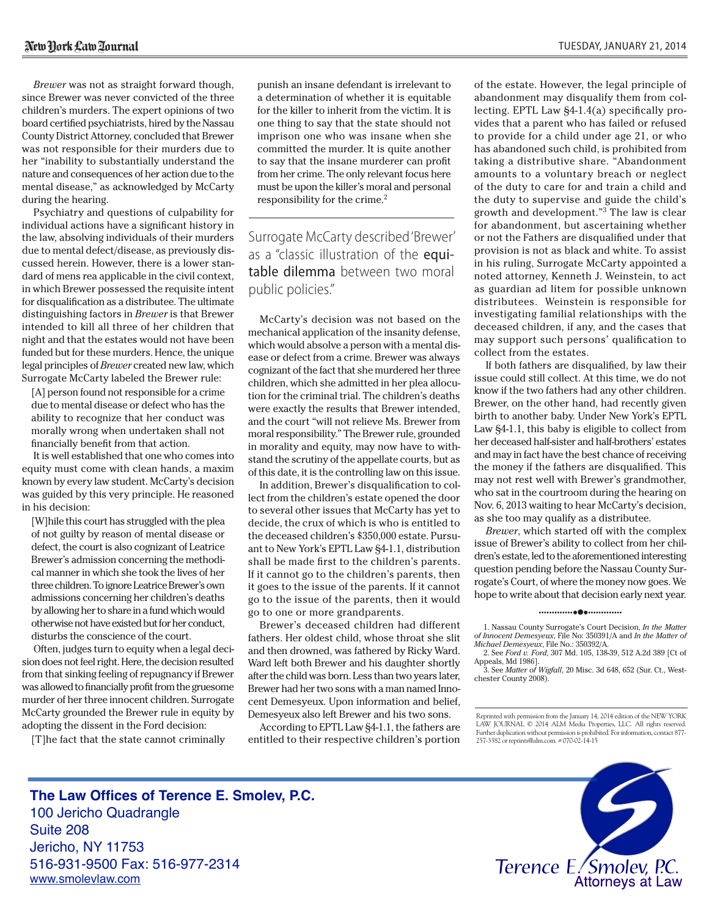*Brewer* was not as straight forward though, since Brewer was never convicted of the three children's murders. The expert opinions of two board certified psychiatrists, hired by the Nassau County District Attorney, concluded that Brewer was not responsible for their murders due to her "inability to substantially understand the nature and consequences of her action due to the mental disease," as acknowledged by McCarty during the hearing.

Psychiatry and questions of culpability for individual actions have a significant history in the law, absolving individuals of their murders due to mental defect/disease, as previously discussed herein. However, there is a lower standard of mens rea applicable in the civil context, in which Brewer possessed the requisite intent for disqualification as a distributee. The ultimate distinguishing factors in *Brewer* is that Brewer intended to kill all three of her children that night and that the estates would not have been funded but for these murders. Hence, the unique legal principles of *Brewer* created new law, which Surrogate McCarty labeled the Brewer rule:

> [A] person found not responsible for a crime due to mental disease or defect who has the ability to recognize that her conduct was morally wrong when undertaken shall not financially benefit from that action.

It is well established that one who comes into equity must come with clean hands, a maxim known by every law student. McCarty's decision was guided by this very principle. He reasoned in his decision:

> [W]hile this court has struggled with the plea of not guilty by reason of mental disease or defect, the court is also cognizant of Leatrice Brewer's admission concerning the methodical manner in which she took the lives of her three children. To ignore Leatrice Brewer's own admissions concerning her children's deaths by allowing her to share in a fund which would otherwise not have existed but for her conduct, disturbs the conscience of the court.

Often, judges turn to equity when a legal decision does not feel right. Here, the decision resulted from that sinking feeling of repugnancy if Brewer was allowed to financially profit from the gruesome murder of her three innocent children. Surrogate McCarty grounded the Brewer rule in equity by adopting the dissent in the Ford decision:

> [T]he fact that the state cannot criminally punish an insane defendant is irrelevant to a determination of whether it is equitable for the killer to inherit from the victim. It is one thing to say that the state should not imprison one who was insane when she committed the murder. It is quite another to say that the insane murderer can profit from her crime. The only relevant focus here must be upon the killer's moral and personal responsibility for the crime.[2]

> Surrogate McCarty described 'Brewer' as a "classic illustration of the **equitable dilemma** between two moral public policies."

McCarty's decision was not based on the mechanical application of the insanity defense, which would absolve a person with a mental disease or defect from a crime. Brewer was always cognizant of the fact that she murdered her three children, which she admitted in her plea allocution for the criminal trial. The children's deaths were exactly the results that Brewer intended, and the court "will not relieve Ms. Brewer from moral responsibility." The Brewer rule, grounded in morality and equity, may now have to withstand the scrutiny of the appellate courts, but as of this date, it is the controlling law on this issue.

In addition, Brewer's disqualification to collect from the children's estate opened the door to several other issues that McCarty has yet to decide, the crux of which is who is entitled to the deceased children's $350,000 estate. Pursuant to New York's EPTL Law §4-1.1, distribution shall be made first to the children's parents. If it cannot go to the children's parents, then it goes to the issue of the parents. If it cannot go to the issue of the parents, then it would go to one or more grandparents.

Brewer's deceased children had different fathers. Her oldest child, whose throat she slit and then drowned, was fathered by Ricky Ward. Ward left both Brewer and his daughter shortly after the child was born. Less than two years later, Brewer had her two sons with a man named Innocent Demesyeux. Upon information and belief, Demesyeux also left Brewer and his two sons.

According to EPTL Law §4-1.1, the fathers are entitled to their respective children's portion of the estate. However, the legal principle of abandonment may disqualify them from collecting. EPTL Law §4-1.4(a) specifically provides that a parent who has failed or refused to provide for a child under age 21, or who has abandoned such child, is prohibited from taking a distributive share. "Abandonment amounts to a voluntary breach or neglect of the duty to care for and train a child and the duty to supervise and guide the child's growth and development."[3] The law is clear for abandonment, but ascertaining whether or not the Fathers are disqualified under that provision is not as black and white. To assist in his ruling, Surrogate McCarty appointed a noted attorney, Kenneth J. Weinstein, to act as guardian ad litem for possible unknown distributees. Weinstein is responsible for investigating familial relationships with the deceased children, if any, and the cases that may support such persons' qualification to collect from the estates.

If both fathers are disqualified, by law their issue could still collect. At this time, we do not know if the two fathers had any other children. Brewer, on the other hand, had recently given birth to another baby. Under New York's EPTL Law §4-1.1, this baby is eligible to collect from her deceased half-sister and half-brothers' estates and may in fact have the best chance of receiving the money if the fathers are disqualified. This may not rest well with Brewer's grandmother, who sat in the courtroom during the hearing on Nov. 6, 2013 waiting to hear McCarty's decision, as she too may qualify as a distributee.

*Brewer*, which started off with the complex issue of Brewer's ability to collect from her children's estate, led to the aforementioned interesting question pending before the Nassau County Surrogate's Court, of where the money now goes. We hope to write about that decision early next year.

---

1. Nassau County Surrogate's Court Decision, *In the Matter of Innocent Demesyeux*, File No: 350391/A and *In the Matter of Michael Demesyeux*, File No.: 350392/A.
2. See *Ford v. Ford*, 307 Md. 105, 138-39, 512 A.2d 389 [Ct of Appeals, Md 1986].
3. See *Matter of Wigfall*, 20 Misc. 3d 648, 652 (Sur. Ct., Westchester County 2008).

Reprinted with permission from the January 14, 2014 edition of the NEW YORK LAW JOURNAL © 2014 ALM Media Properties, LLC. All rights reserved. Further duplication without permission is prohibited. For information, contact 877-257-3382 or reprints@alm.com. # 070-02-14-15

**The Law Offices of Terence E. Smolev, P.C.**
100 Jericho Quadrangle
Suite 208
Jericho, NY 11753
516-931-9500 Fax: 516-977-2314
www.smolevlaw.com

Terence E. Smolev, P.C.
Attorneys at Law